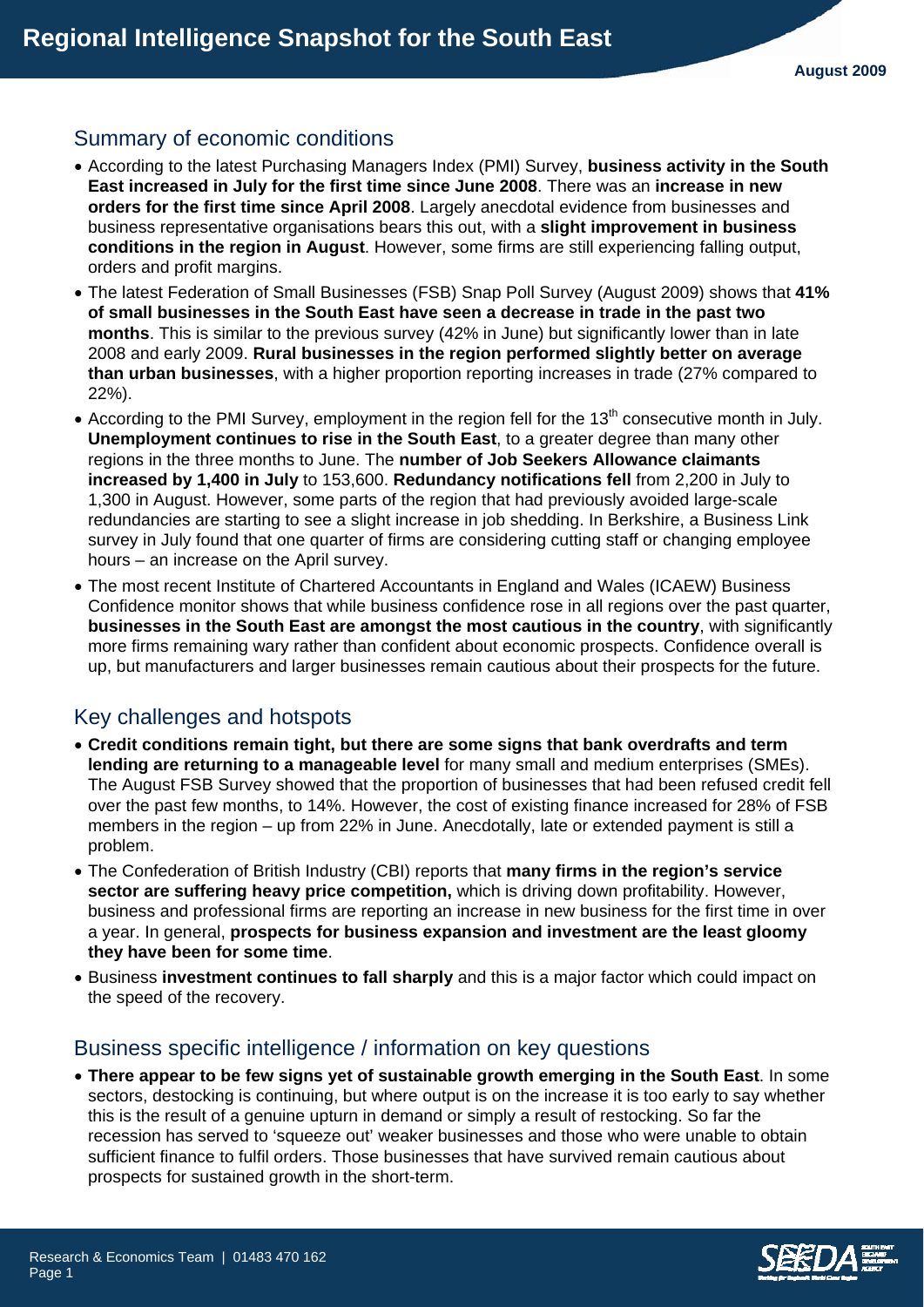# Regional Intelligence Snapshot for the South East

August 2009

## Summary of economic conditions

- According to the latest Purchasing Managers Index (PMI) Survey, **business activity in the South East increased in July for the first time since June 2008**. There was an **increase in new orders for the first time since April 2008**. Largely anecdotal evidence from businesses and business representative organisations bears this out, with a **slight improvement in business conditions in the region in August**. However, some firms are still experiencing falling output, orders and profit margins.
- The latest Federation of Small Businesses (FSB) Snap Poll Survey (August 2009) shows that **41% of small businesses in the South East have seen a decrease in trade in the past two months**. This is similar to the previous survey (42% in June) but significantly lower than in late 2008 and early 2009. **Rural businesses in the region performed slightly better on average than urban businesses**, with a higher proportion reporting increases in trade (27% compared to 22%).
- According to the PMI Survey, employment in the region fell for the 13th consecutive month in July. **Unemployment continues to rise in the South East**, to a greater degree than many other regions in the three months to June. The **number of Job Seekers Allowance claimants increased by 1,400 in July** to 153,600. **Redundancy notifications fell** from 2,200 in July to 1,300 in August. However, some parts of the region that had previously avoided large-scale redundancies are starting to see a slight increase in job shedding. In Berkshire, a Business Link survey in July found that one quarter of firms are considering cutting staff or changing employee hours – an increase on the April survey.
- The most recent Institute of Chartered Accountants in England and Wales (ICAEW) Business Confidence monitor shows that while business confidence rose in all regions over the past quarter, **businesses in the South East are amongst the most cautious in the country**, with significantly more firms remaining wary rather than confident about economic prospects. Confidence overall is up, but manufacturers and larger businesses remain cautious about their prospects for the future.

## Key challenges and hotspots

- **Credit conditions remain tight, but there are some signs that bank overdrafts and term lending are returning to a manageable level** for many small and medium enterprises (SMEs). The August FSB Survey showed that the proportion of businesses that had been refused credit fell over the past few months, to 14%. However, the cost of existing finance increased for 28% of FSB members in the region – up from 22% in June. Anecdotally, late or extended payment is still a problem.
- The Confederation of British Industry (CBI) reports that **many firms in the region's service sector are suffering heavy price competition,** which is driving down profitability. However, business and professional firms are reporting an increase in new business for the first time in over a year. In general, **prospects for business expansion and investment are the least gloomy they have been for some time**.
- Business **investment continues to fall sharply** and this is a major factor which could impact on the speed of the recovery.

## Business specific intelligence / information on key questions

- **There appear to be few signs yet of sustainable growth emerging in the South East**. In some sectors, destocking is continuing, but where output is on the increase it is too early to say whether this is the result of a genuine upturn in demand or simply a result of restocking. So far the recession has served to 'squeeze out' weaker businesses and those who were unable to obtain sufficient finance to fulfil orders. Those businesses that have survived remain cautious about prospects for sustained growth in the short-term.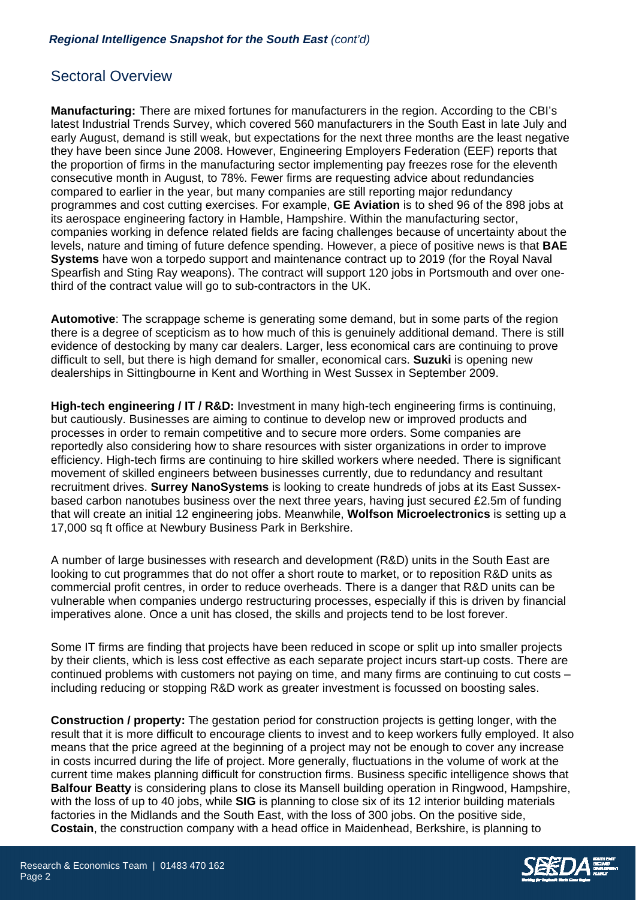## Sectoral Overview

**Manufacturing:** There are mixed fortunes for manufacturers in the region. According to the CBI's latest Industrial Trends Survey, which covered 560 manufacturers in the South East in late July and early August, demand is still weak, but expectations for the next three months are the least negative they have been since June 2008. However, Engineering Employers Federation (EEF) reports that the proportion of firms in the manufacturing sector implementing pay freezes rose for the eleventh consecutive month in August, to 78%. Fewer firms are requesting advice about redundancies compared to earlier in the year, but many companies are still reporting major redundancy programmes and cost cutting exercises. For example, **GE Aviation** is to shed 96 of the 898 jobs at its aerospace engineering factory in Hamble, Hampshire. Within the manufacturing sector, companies working in defence related fields are facing challenges because of uncertainty about the levels, nature and timing of future defence spending. However, a piece of positive news is that **BAE Systems** have won a torpedo support and maintenance contract up to 2019 (for the Royal Naval Spearfish and Sting Ray weapons). The contract will support 120 jobs in Portsmouth and over one-third of the contract value will go to sub-contractors in the UK.

**Automotive**: The scrappage scheme is generating some demand, but in some parts of the region there is a degree of scepticism as to how much of this is genuinely additional demand. There is still evidence of destocking by many car dealers. Larger, less economical cars are continuing to prove difficult to sell, but there is high demand for smaller, economical cars. **Suzuki** is opening new dealerships in Sittingbourne in Kent and Worthing in West Sussex in September 2009.

**High-tech engineering / IT / R&D:** Investment in many high-tech engineering firms is continuing, but cautiously. Businesses are aiming to continue to develop new or improved products and processes in order to remain competitive and to secure more orders. Some companies are reportedly also considering how to share resources with sister organizations in order to improve efficiency. High-tech firms are continuing to hire skilled workers where needed. There is significant movement of skilled engineers between businesses currently, due to redundancy and resultant recruitment drives. **Surrey NanoSystems** is looking to create hundreds of jobs at its East Sussex-based carbon nanotubes business over the next three years, having just secured £2.5m of funding that will create an initial 12 engineering jobs. Meanwhile, **Wolfson Microelectronics** is setting up a 17,000 sq ft office at Newbury Business Park in Berkshire.

A number of large businesses with research and development (R&D) units in the South East are looking to cut programmes that do not offer a short route to market, or to reposition R&D units as commercial profit centres, in order to reduce overheads. There is a danger that R&D units can be vulnerable when companies undergo restructuring processes, especially if this is driven by financial imperatives alone. Once a unit has closed, the skills and projects tend to be lost forever.

Some IT firms are finding that projects have been reduced in scope or split up into smaller projects by their clients, which is less cost effective as each separate project incurs start-up costs. There are continued problems with customers not paying on time, and many firms are continuing to cut costs – including reducing or stopping R&D work as greater investment is focussed on boosting sales.

**Construction / property:** The gestation period for construction projects is getting longer, with the result that it is more difficult to encourage clients to invest and to keep workers fully employed. It also means that the price agreed at the beginning of a project may not be enough to cover any increase in costs incurred during the life of project. More generally, fluctuations in the volume of work at the current time makes planning difficult for construction firms. Business specific intelligence shows that **Balfour Beatty** is considering plans to close its Mansell building operation in Ringwood, Hampshire, with the loss of up to 40 jobs, while **SIG** is planning to close six of its 12 interior building materials factories in the Midlands and the South East, with the loss of 300 jobs. On the positive side, **Costain**, the construction company with a head office in Maidenhead, Berkshire, is planning to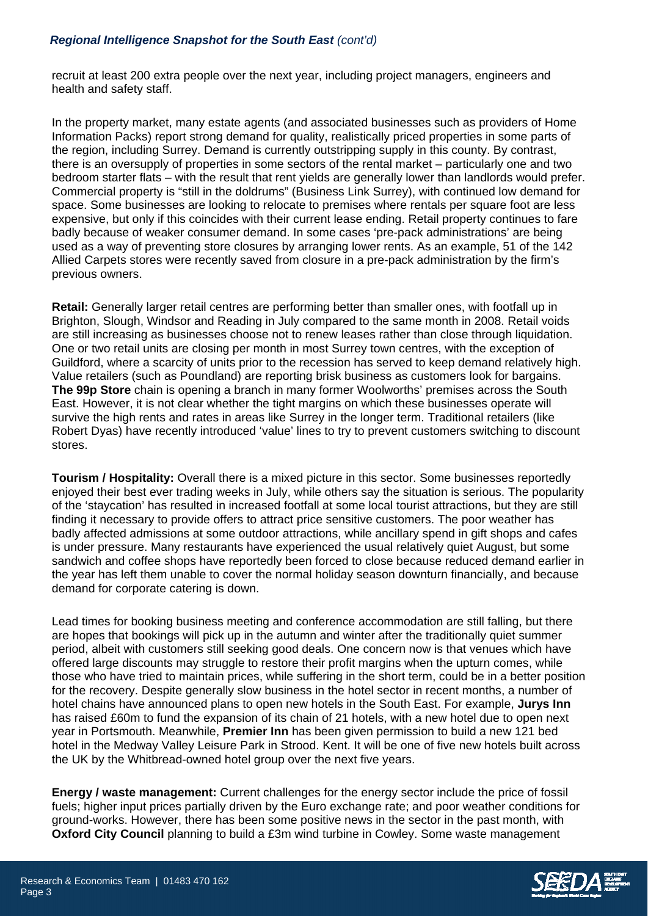recruit at least 200 extra people over the next year, including project managers, engineers and health and safety staff.

In the property market, many estate agents (and associated businesses such as providers of Home Information Packs) report strong demand for quality, realistically priced properties in some parts of the region, including Surrey. Demand is currently outstripping supply in this county. By contrast, there is an oversupply of properties in some sectors of the rental market – particularly one and two bedroom starter flats – with the result that rent yields are generally lower than landlords would prefer. Commercial property is "still in the doldrums" (Business Link Surrey), with continued low demand for space. Some businesses are looking to relocate to premises where rentals per square foot are less expensive, but only if this coincides with their current lease ending. Retail property continues to fare badly because of weaker consumer demand. In some cases 'pre-pack administrations' are being used as a way of preventing store closures by arranging lower rents. As an example, 51 of the 142 Allied Carpets stores were recently saved from closure in a pre-pack administration by the firm's previous owners.

**Retail:** Generally larger retail centres are performing better than smaller ones, with footfall up in Brighton, Slough, Windsor and Reading in July compared to the same month in 2008. Retail voids are still increasing as businesses choose not to renew leases rather than close through liquidation. One or two retail units are closing per month in most Surrey town centres, with the exception of Guildford, where a scarcity of units prior to the recession has served to keep demand relatively high. Value retailers (such as Poundland) are reporting brisk business as customers look for bargains. **The 99p Store** chain is opening a branch in many former Woolworths' premises across the South East. However, it is not clear whether the tight margins on which these businesses operate will survive the high rents and rates in areas like Surrey in the longer term. Traditional retailers (like Robert Dyas) have recently introduced 'value' lines to try to prevent customers switching to discount stores.

**Tourism / Hospitality:** Overall there is a mixed picture in this sector. Some businesses reportedly enjoyed their best ever trading weeks in July, while others say the situation is serious. The popularity of the 'staycation' has resulted in increased footfall at some local tourist attractions, but they are still finding it necessary to provide offers to attract price sensitive customers. The poor weather has badly affected admissions at some outdoor attractions, while ancillary spend in gift shops and cafes is under pressure. Many restaurants have experienced the usual relatively quiet August, but some sandwich and coffee shops have reportedly been forced to close because reduced demand earlier in the year has left them unable to cover the normal holiday season downturn financially, and because demand for corporate catering is down.

Lead times for booking business meeting and conference accommodation are still falling, but there are hopes that bookings will pick up in the autumn and winter after the traditionally quiet summer period, albeit with customers still seeking good deals. One concern now is that venues which have offered large discounts may struggle to restore their profit margins when the upturn comes, while those who have tried to maintain prices, while suffering in the short term, could be in a better position for the recovery. Despite generally slow business in the hotel sector in recent months, a number of hotel chains have announced plans to open new hotels in the South East. For example, **Jurys Inn** has raised £60m to fund the expansion of its chain of 21 hotels, with a new hotel due to open next year in Portsmouth. Meanwhile, **Premier Inn** has been given permission to build a new 121 bed hotel in the Medway Valley Leisure Park in Strood. Kent. It will be one of five new hotels built across the UK by the Whitbread-owned hotel group over the next five years.

**Energy / waste management:** Current challenges for the energy sector include the price of fossil fuels; higher input prices partially driven by the Euro exchange rate; and poor weather conditions for ground-works. However, there has been some positive news in the sector in the past month, with **Oxford City Council** planning to build a £3m wind turbine in Cowley. Some waste management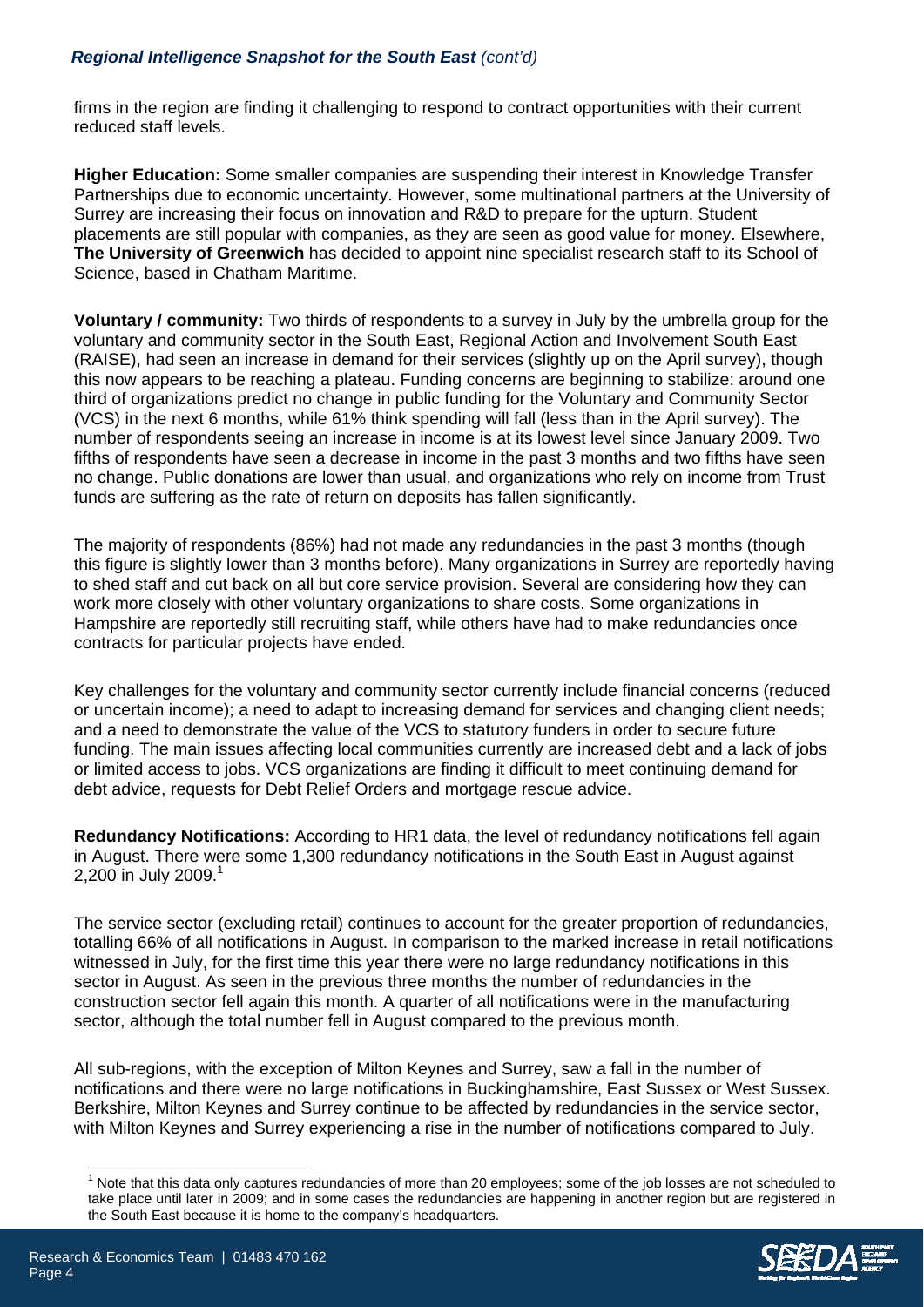firms in the region are finding it challenging to respond to contract opportunities with their current reduced staff levels.

**Higher Education:** Some smaller companies are suspending their interest in Knowledge Transfer Partnerships due to economic uncertainty. However, some multinational partners at the University of Surrey are increasing their focus on innovation and R&D to prepare for the upturn. Student placements are still popular with companies, as they are seen as good value for money. Elsewhere, **The University of Greenwich** has decided to appoint nine specialist research staff to its School of Science, based in Chatham Maritime.

**Voluntary / community:** Two thirds of respondents to a survey in July by the umbrella group for the voluntary and community sector in the South East, Regional Action and Involvement South East (RAISE), had seen an increase in demand for their services (slightly up on the April survey), though this now appears to be reaching a plateau. Funding concerns are beginning to stabilize: around one third of organizations predict no change in public funding for the Voluntary and Community Sector (VCS) in the next 6 months, while 61% think spending will fall (less than in the April survey). The number of respondents seeing an increase in income is at its lowest level since January 2009. Two fifths of respondents have seen a decrease in income in the past 3 months and two fifths have seen no change. Public donations are lower than usual, and organizations who rely on income from Trust funds are suffering as the rate of return on deposits has fallen significantly.

The majority of respondents (86%) had not made any redundancies in the past 3 months (though this figure is slightly lower than 3 months before). Many organizations in Surrey are reportedly having to shed staff and cut back on all but core service provision. Several are considering how they can work more closely with other voluntary organizations to share costs. Some organizations in Hampshire are reportedly still recruiting staff, while others have had to make redundancies once contracts for particular projects have ended.

Key challenges for the voluntary and community sector currently include financial concerns (reduced or uncertain income); a need to adapt to increasing demand for services and changing client needs; and a need to demonstrate the value of the VCS to statutory funders in order to secure future funding. The main issues affecting local communities currently are increased debt and a lack of jobs or limited access to jobs. VCS organizations are finding it difficult to meet continuing demand for debt advice, requests for Debt Relief Orders and mortgage rescue advice.

**Redundancy Notifications:** According to HR1 data, the level of redundancy notifications fell again in August. There were some 1,300 redundancy notifications in the South East in August against 2,200 in July 2009.[1]

The service sector (excluding retail) continues to account for the greater proportion of redundancies, totalling 66% of all notifications in August. In comparison to the marked increase in retail notifications witnessed in July, for the first time this year there were no large redundancy notifications in this sector in August. As seen in the previous three months the number of redundancies in the construction sector fell again this month. A quarter of all notifications were in the manufacturing sector, although the total number fell in August compared to the previous month.

All sub-regions, with the exception of Milton Keynes and Surrey, saw a fall in the number of notifications and there were no large notifications in Buckinghamshire, East Sussex or West Sussex. Berkshire, Milton Keynes and Surrey continue to be affected by redundancies in the service sector, with Milton Keynes and Surrey experiencing a rise in the number of notifications compared to July.

[1] Note that this data only captures redundancies of more than 20 employees; some of the job losses are not scheduled to take place until later in 2009; and in some cases the redundancies are happening in another region but are registered in the South East because it is home to the company's headquarters.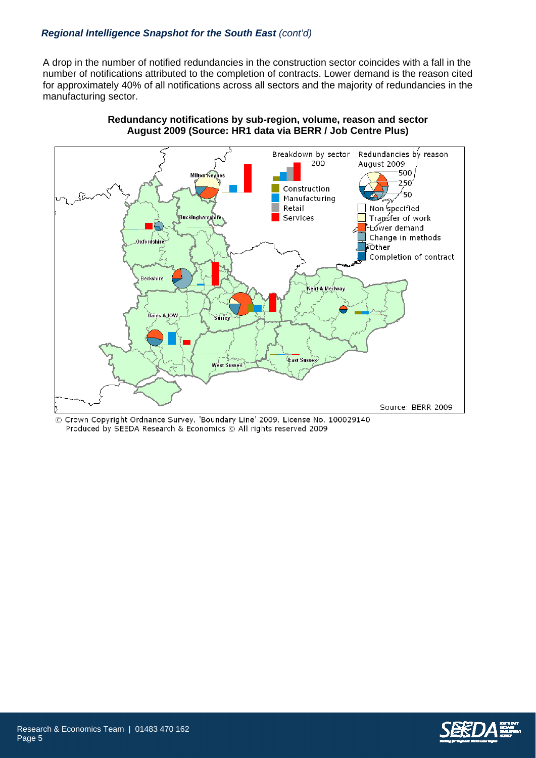A drop in the number of notified redundancies in the construction sector coincides with a fall in the number of notifications attributed to the completion of contracts. Lower demand is the reason cited for approximately 40% of all notifications across all sectors and the majority of redundancies in the manufacturing sector.

**Redundancy notifications by sub-region, volume, reason and sector August 2009 (Source: HR1 data via BERR / Job Centre Plus)**

Breakdown by sector
200
Construction
Manufacturing
Retail
Services

Redundancies by reason
August 2009
500
250
50
Non specified
Transfer of work
Lower demand
Change in methods
Other
Completion of contract

Milton Keynes
Buckinghamshire
Oxfordshire
Berkshire
Hants & IOW
Surrey
Kent & Medway
West Sussex
East Sussex

Source: BERR 2009

© Crown Copyright Ordnance Survey. 'Boundary Line' 2009. License No. 100029140
Produced by SEEDA Research & Economics © All rights reserved 2009